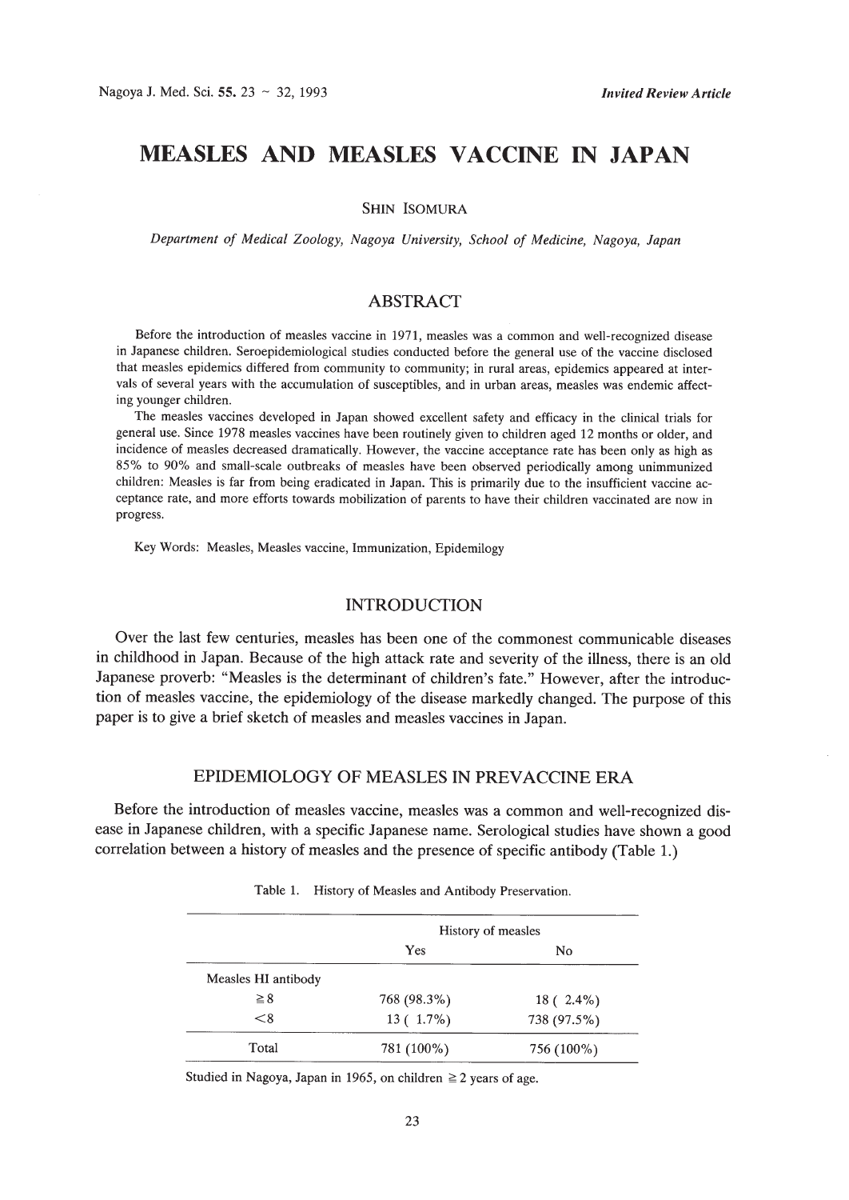*Invited Review Article*

# MEASLES AND MEASLES VACCINE IN JAPAN

SHIN ISOMURA

*Department of Medical Zoology, Nagoya University, School of Medicine, Nagoya, Japan*

## ABSTRACT

Before the introduction of measles vaccine in 1971, measles was a common and well-recognized disease in Japanese children. Seroepidemiological studies conducted before the general use of the vaccine disclosed that measles epidemics differed from community to community; in rural areas, epidemics appeared at intervals of several years with the accumulation of susceptibles, and in urban areas, measles was endemic affecting younger children.

The measles vaccines developed in Japan showed excellent safety and efficacy in the clinical trials for general use. Since 1978 measles vaccines have been routinely given to children aged 12 months or older, and incidence of measles decreased dramatically. However, the vaccine acceptance rate has been only as high as 85% to 90% and small-scale outbreaks of measles have been observed periodically among unimmunized children: Measles is far from being eradicated in Japan. This is primarily due to the insufficient vaccine acceptance rate, and more efforts towards mobilization of parents to have their children vaccinated are now in progress.

Key Words: Measles, Measles vaccine, Immunization, Epidemilogy

## INTRODUCTION

Over the last few centuries, measles has been one of the commonest communicable diseases in childhood in Japan. Because of the high attack rate and severity of the illness, there is an old Japanese proverb: "Measles is the determinant of children's fate." However, after the introduction of measles vaccine, the epidemiology of the disease markedly changed. The purpose of this paper is to give a brief sketch of measles and measles vaccines in Japan.

## EPIDEMIOLOGY OF MEASLES IN PREVACCINE ERA

Before the introduction of measles vaccine, measles was a common and well-recognized disease in Japanese children, with a specific Japanese name. Serological studies have shown a good correlation between a history of measles and the presence of specific antibody (Table 1.)

Table 1. History of Measles and Antibody Preservation.

| | History of measles | |
|---|---|---|
| | Yes | No |
| Measles HI antibody | | |
| ≧8 | 768 (98.3%) | 18 ( 2.4%) |
| <8 | 13 ( 1.7%) | 738 (97.5%) |
| Total | 781 (100%) | 756 (100%) |

Studied in Nagoya, Japan in 1965, on children ≧ 2 years of age.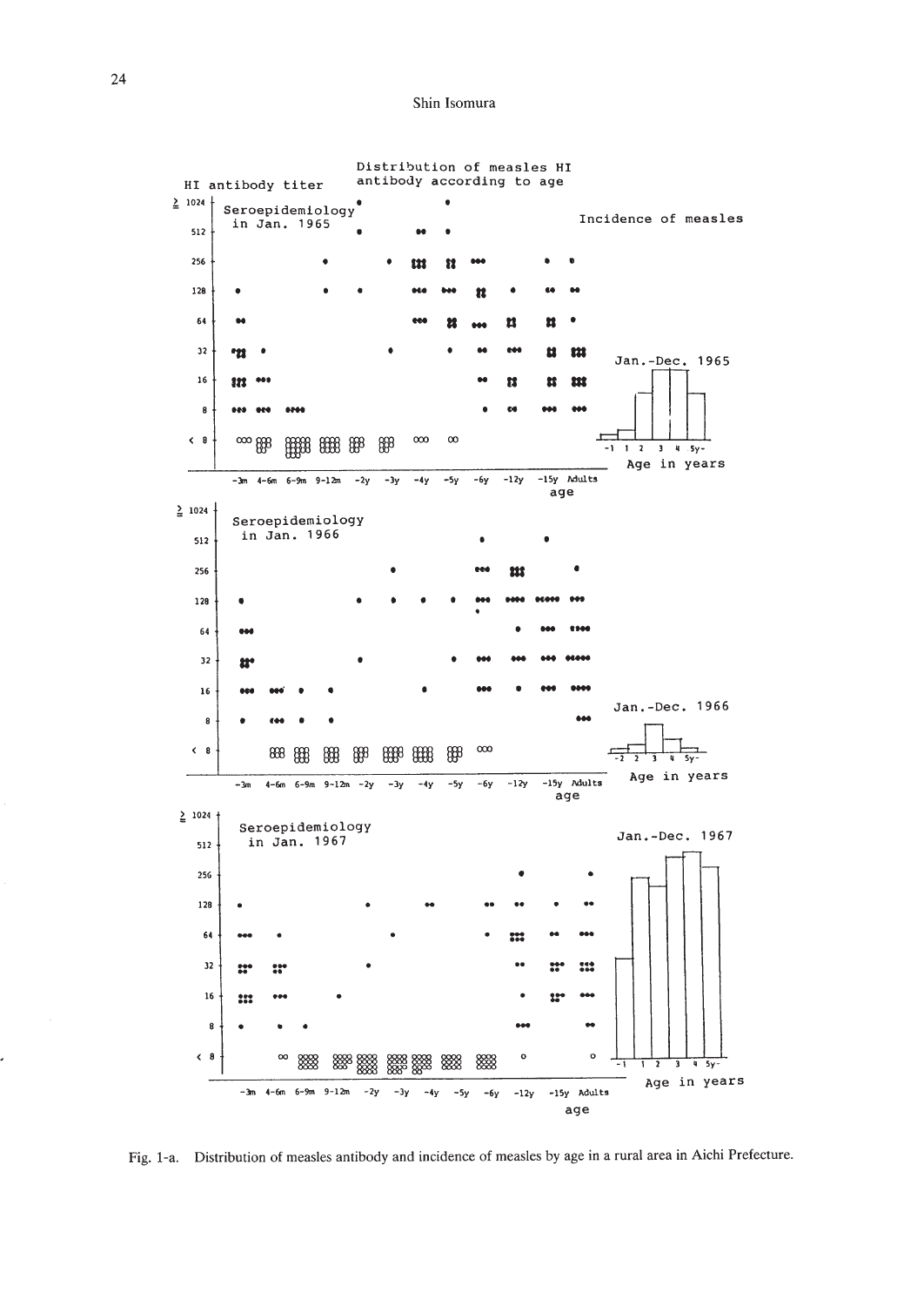Fig. 1-a. Distribution of measles antibody and incidence of measles by age in a rural area in Aichi Prefecture.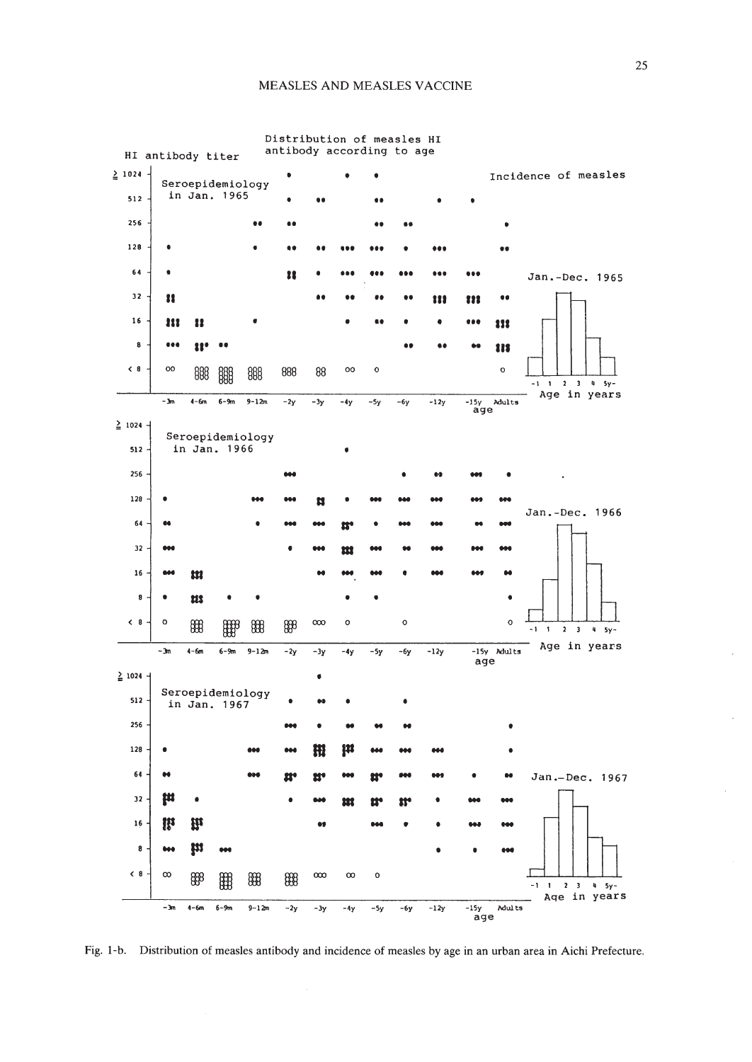Fig. 1-b. Distribution of measles antibody and incidence of measles by age in an urban area in Aichi Prefecture.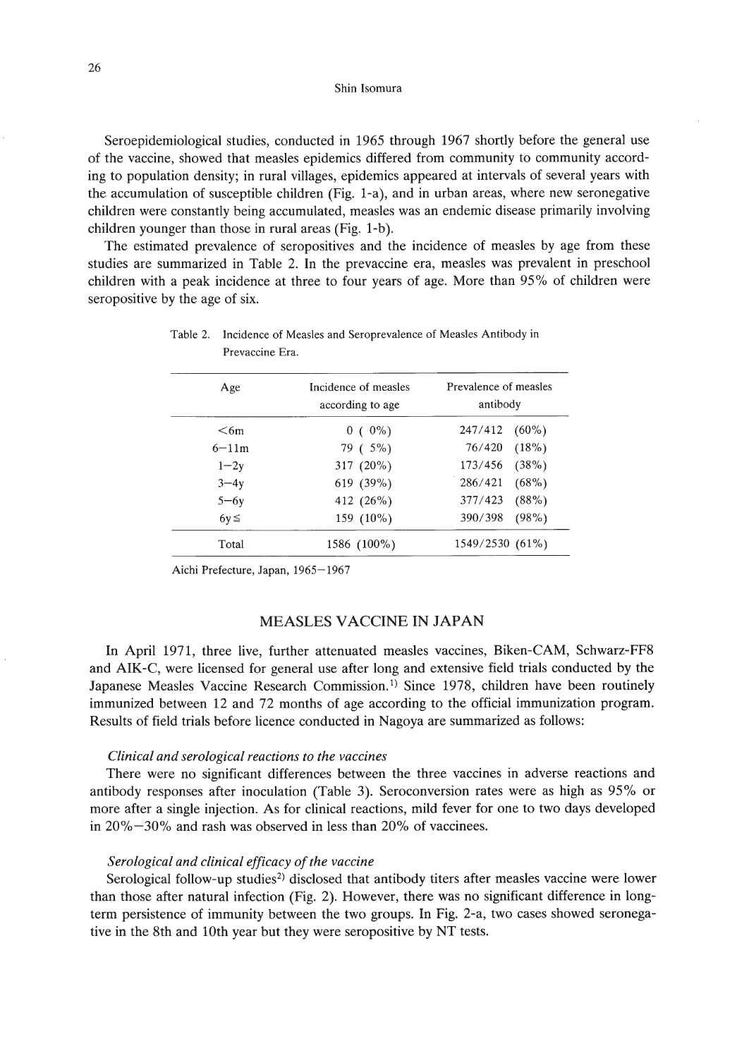Seroepidemiological studies, conducted in 1965 through 1967 shortly before the general use of the vaccine, showed that measles epidemics differed from community to community according to population density; in rural villages, epidemics appeared at intervals of several years with the accumulation of susceptible children (Fig. 1-a), and in urban areas, where new seronegative children were constantly being accumulated, measles was an endemic disease primarily involving children younger than those in rural areas (Fig. 1-b).

The estimated prevalence of seropositives and the incidence of measles by age from these studies are summarized in Table 2. In the prevaccine era, measles was prevalent in preschool children with a peak incidence at three to four years of age. More than 95% of children were seropositive by the age of six.

Table 2. Incidence of Measles and Seroprevalence of Measles Antibody in Prevaccine Era.

| Age | Incidence of measles according to age | Prevalence of measles antibody |
|---|---|---|
| <6m | 0 ( 0%) | 247/412 (60%) |
| 6–11m | 79 ( 5%) | 76/420 (18%) |
| 1–2y | 317 (20%) | 173/456 (38%) |
| 3–4y | 619 (39%) | 286/421 (68%) |
| 5–6y | 412 (26%) | 377/423 (88%) |
| 6y≦ | 159 (10%) | 390/398 (98%) |
| Total | 1586 (100%) | 1549/2530 (61%) |

Aichi Prefecture, Japan, 1965–1967

## MEASLES VACCINE IN JAPAN

In April 1971, three live, further attenuated measles vaccines, Biken-CAM, Schwarz-FF8 and AIK-C, were licensed for general use after long and extensive field trials conducted by the Japanese Measles Vaccine Research Commission.[1] Since 1978, children have been routinely immunized between 12 and 72 months of age according to the official immunization program. Results of field trials before licence conducted in Nagoya are summarized as follows:

### *Clinical and serological reactions to the vaccines*

There were no significant differences between the three vaccines in adverse reactions and antibody responses after inoculation (Table 3). Seroconversion rates were as high as 95% or more after a single injection. As for clinical reactions, mild fever for one to two days developed in 20%–30% and rash was observed in less than 20% of vaccinees.

### *Serological and clinical efficacy of the vaccine*

Serological follow-up studies[2] disclosed that antibody titers after measles vaccine were lower than those after natural infection (Fig. 2). However, there was no significant difference in long-term persistence of immunity between the two groups. In Fig. 2-a, two cases showed seronegative in the 8th and 10th year but they were seropositive by NT tests.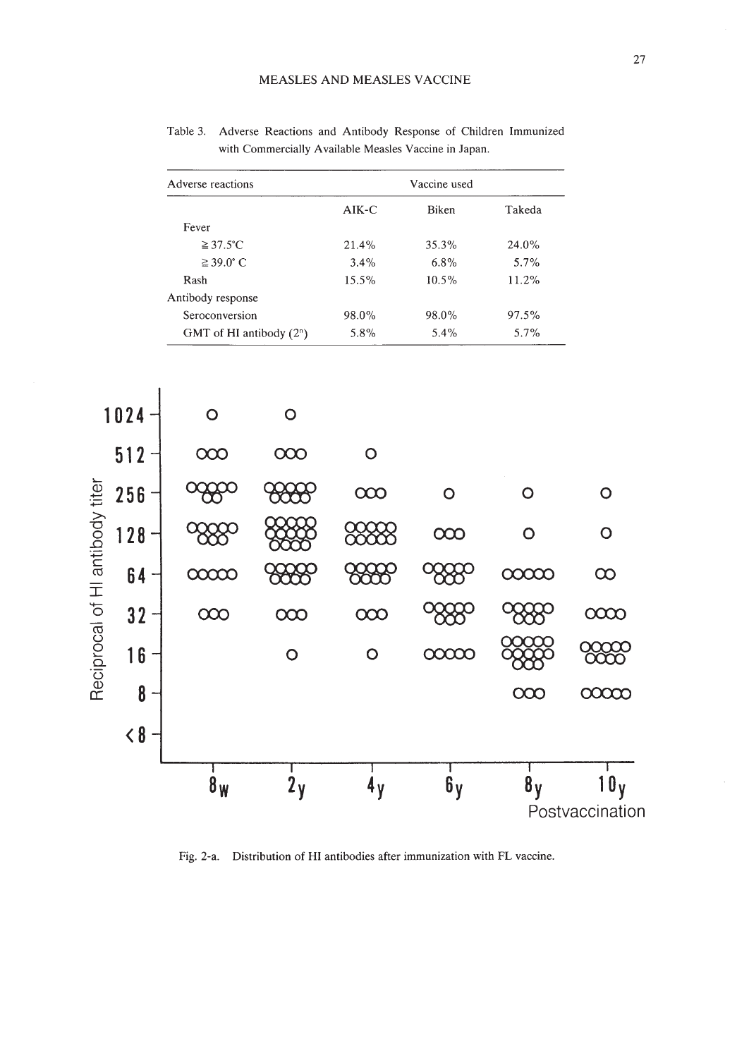Table 3. Adverse Reactions and Antibody Response of Children Immunized with Commercially Available Measles Vaccine in Japan.

| Adverse reactions | Vaccine used | | |
|---|---|---|---|
| | AIK-C | Biken | Takeda |
| Fever | | | |
| ≧37.5°C | 21.4% | 35.3% | 24.0% |
| ≧39.0°C | 3.4% | 6.8% | 5.7% |
| Rash | 15.5% | 10.5% | 11.2% |
| Antibody response | | | |
| Seroconversion | 98.0% | 98.0% | 97.5% |
| GMT of HI antibody ($2^n$) | 5.8% | 5.4% | 5.7% |

Fig. 2-a. Distribution of HI antibodies after immunization with FL vaccine.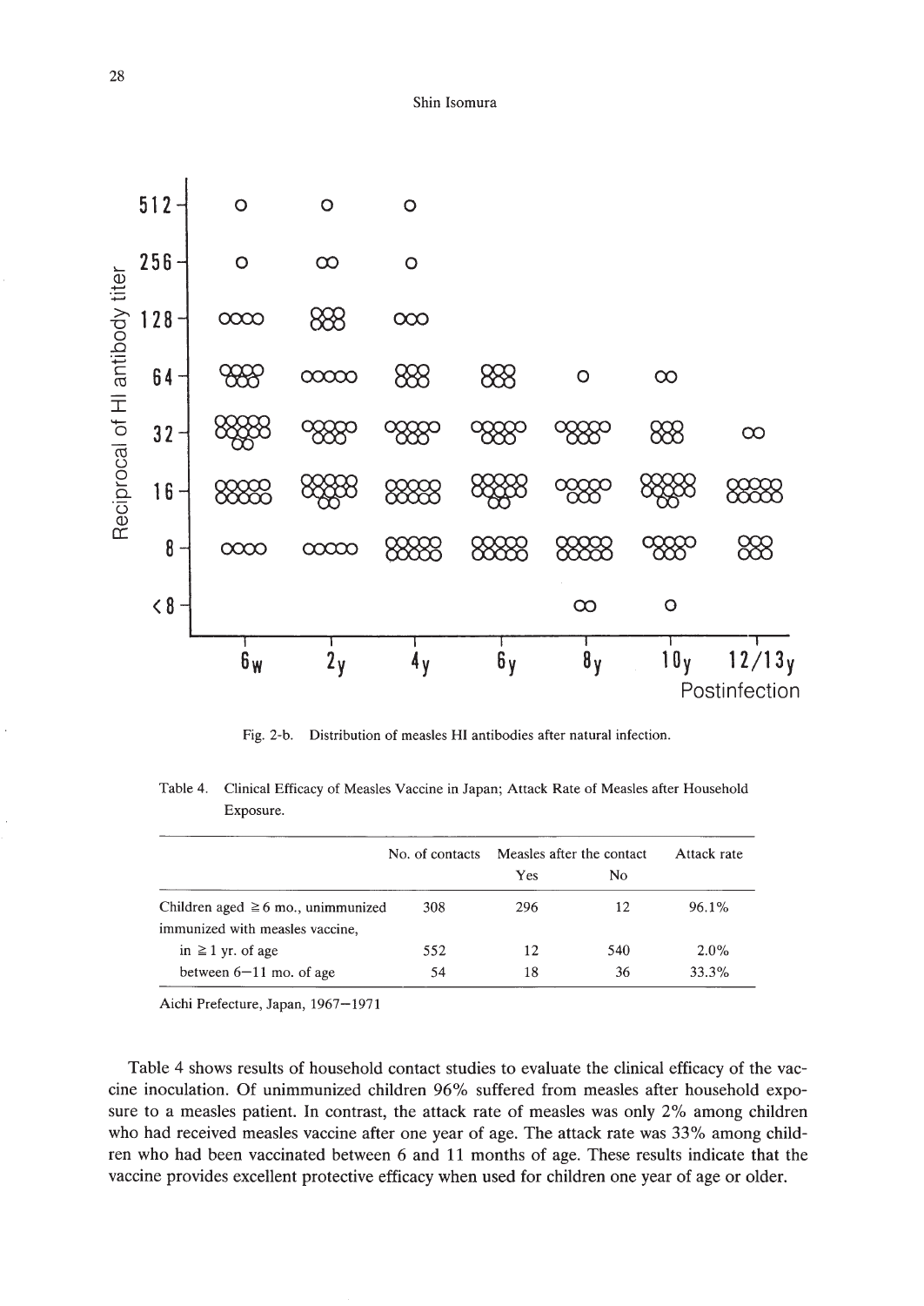Fig. 2-b. Distribution of measles HI antibodies after natural infection.

Table 4. Clinical Efficacy of Measles Vaccine in Japan; Attack Rate of Measles after Household Exposure.

| | No. of contacts | Measles after the contact | | Attack rate |
|---|---|---|---|---|
| | | Yes | No | |
| Children aged ≧ 6 mo., unimmunized | 308 | 296 | 12 | 96.1% |
| immunized with measles vaccine, | | | | |
| in ≧ 1 yr. of age | 552 | 12 | 540 | 2.0% |
| between 6–11 mo. of age | 54 | 18 | 36 | 33.3% |

Aichi Prefecture, Japan, 1967–1971

Table 4 shows results of household contact studies to evaluate the clinical efficacy of the vaccine inoculation. Of unimmunized children 96% suffered from measles after household exposure to a measles patient. In contrast, the attack rate of measles was only 2% among children who had received measles vaccine after one year of age. The attack rate was 33% among children who had been vaccinated between 6 and 11 months of age. These results indicate that the vaccine provides excellent protective efficacy when used for children one year of age or older.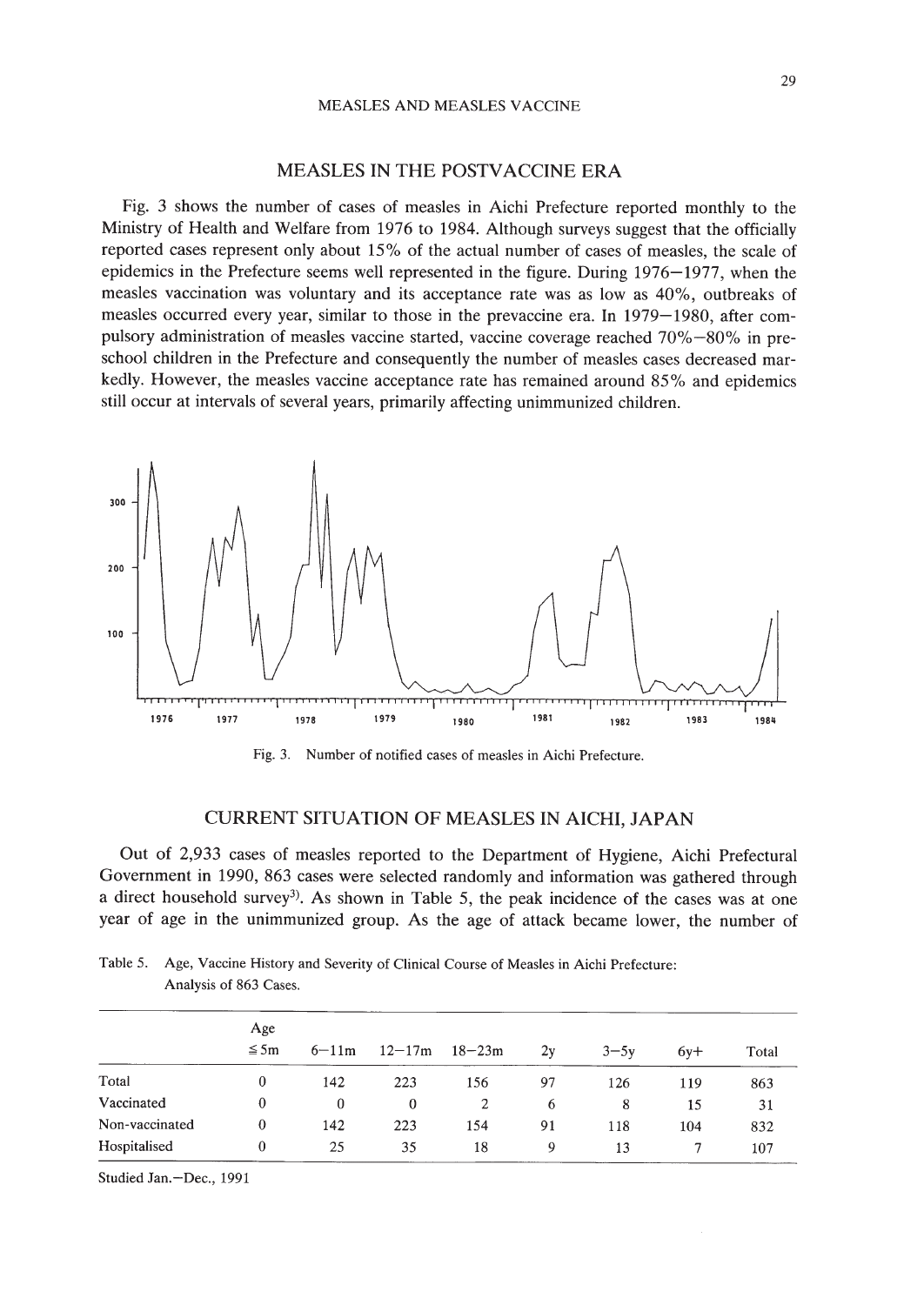## MEASLES IN THE POSTVACCINE ERA

Fig. 3 shows the number of cases of measles in Aichi Prefecture reported monthly to the Ministry of Health and Welfare from 1976 to 1984. Although surveys suggest that the officially reported cases represent only about 15% of the actual number of cases of measles, the scale of epidemics in the Prefecture seems well represented in the figure. During 1976–1977, when the measles vaccination was voluntary and its acceptance rate was as low as 40%, outbreaks of measles occurred every year, similar to those in the prevaccine era. In 1979–1980, after compulsory administration of measles vaccine started, vaccine coverage reached 70%–80% in preschool children in the Prefecture and consequently the number of measles cases decreased markedly. However, the measles vaccine acceptance rate has remained around 85% and epidemics still occur at intervals of several years, primarily affecting unimmunized children.

Fig. 3. Number of notified cases of measles in Aichi Prefecture.

## CURRENT SITUATION OF MEASLES IN AICHI, JAPAN

Out of 2,933 cases of measles reported to the Department of Hygiene, Aichi Prefectural Government in 1990, 863 cases were selected randomly and information was gathered through a direct household survey[3]). As shown in Table 5, the peak incidence of the cases was at one year of age in the unimmunized group. As the age of attack became lower, the number of

Table 5. Age, Vaccine History and Severity of Clinical Course of Measles in Aichi Prefecture: Analysis of 863 Cases.

| | Age ≦5m | 6–11m | 12–17m | 18–23m | 2y | 3–5y | 6y+ | Total |
|---|---|---|---|---|---|---|---|---|
| Total | 0 | 142 | 223 | 156 | 97 | 126 | 119 | 863 |
| Vaccinated | 0 | 0 | 0 | 2 | 6 | 8 | 15 | 31 |
| Non-vaccinated | 0 | 142 | 223 | 154 | 91 | 118 | 104 | 832 |
| Hospitalised | 0 | 25 | 35 | 18 | 9 | 13 | 7 | 107 |

Studied Jan.–Dec., 1991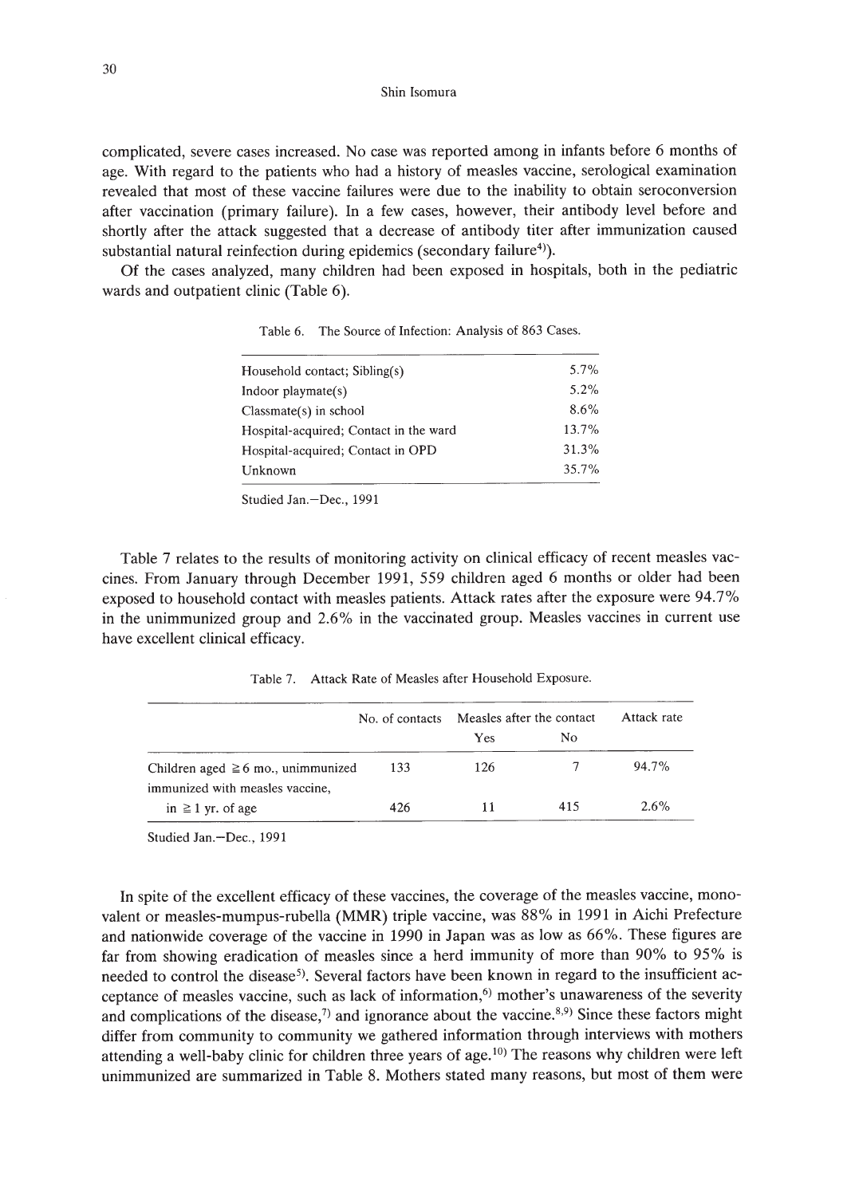complicated, severe cases increased. No case was reported among in infants before 6 months of age. With regard to the patients who had a history of measles vaccine, serological examination revealed that most of these vaccine failures were due to the inability to obtain seroconversion after vaccination (primary failure). In a few cases, however, their antibody level before and shortly after the attack suggested that a decrease of antibody titer after immunization caused substantial natural reinfection during epidemics (secondary failure[4]).

Of the cases analyzed, many children had been exposed in hospitals, both in the pediatric wards and outpatient clinic (Table 6).

Table 6. The Source of Infection: Analysis of 863 Cases.

| | |
|---|---|
| Household contact; Sibling(s) | 5.7% |
| Indoor playmate(s) | 5.2% |
| Classmate(s) in school | 8.6% |
| Hospital-acquired; Contact in the ward | 13.7% |
| Hospital-acquired; Contact in OPD | 31.3% |
| Unknown | 35.7% |

Studied Jan.–Dec., 1991

Table 7 relates to the results of monitoring activity on clinical efficacy of recent measles vaccines. From January through December 1991, 559 children aged 6 months or older had been exposed to household contact with measles patients. Attack rates after the exposure were 94.7% in the unimmunized group and 2.6% in the vaccinated group. Measles vaccines in current use have excellent clinical efficacy.

Table 7. Attack Rate of Measles after Household Exposure.

| | No. of contacts | Measles after the contact | | Attack rate |
|---|---|---|---|---|
| | | Yes | No | |
| Children aged ≧6 mo., unimmunized | 133 | 126 | 7 | 94.7% |
| immunized with measles vaccine, in ≧1 yr. of age | 426 | 11 | 415 | 2.6% |

Studied Jan.–Dec., 1991

In spite of the excellent efficacy of these vaccines, the coverage of the measles vaccine, monovalent or measles-mumpus-rubella (MMR) triple vaccine, was 88% in 1991 in Aichi Prefecture and nationwide coverage of the vaccine in 1990 in Japan was as low as 66%. These figures are far from showing eradication of measles since a herd immunity of more than 90% to 95% is needed to control the disease[5]. Several factors have been known in regard to the insufficient acceptance of measles vaccine, such as lack of information,[6] mother's unawareness of the severity and complications of the disease,[7] and ignorance about the vaccine.[8,9] Since these factors might differ from community to community we gathered information through interviews with mothers attending a well-baby clinic for children three years of age.[10] The reasons why children were left unimmunized are summarized in Table 8. Mothers stated many reasons, but most of them were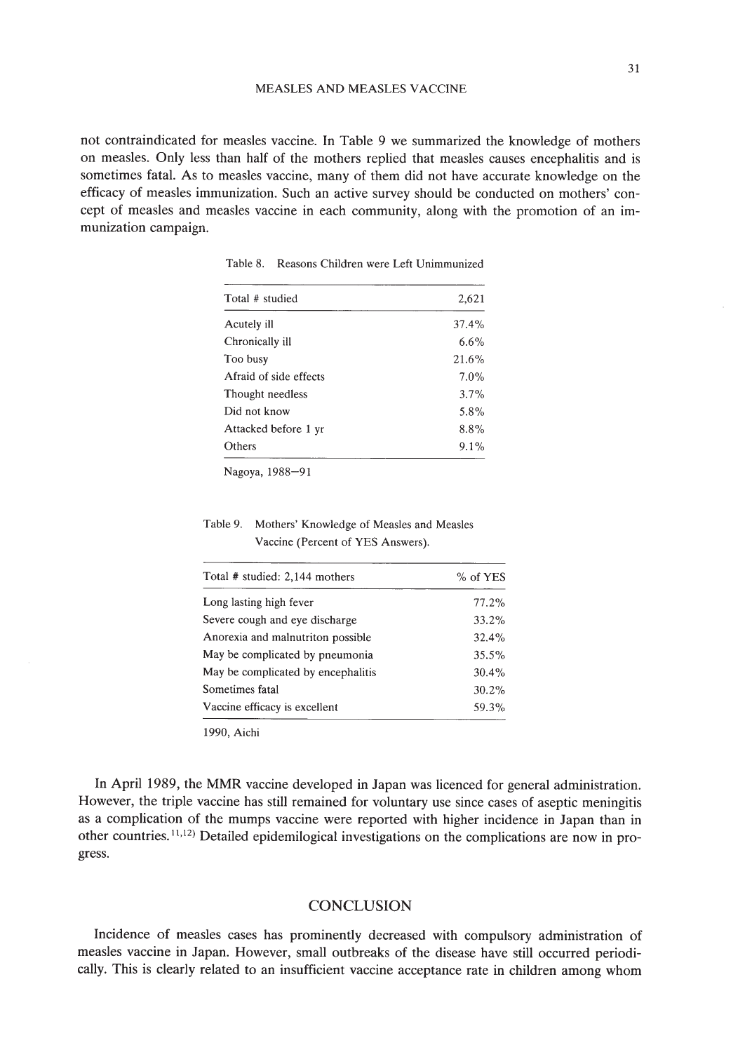not contraindicated for measles vaccine. In Table 9 we summarized the knowledge of mothers on measles. Only less than half of the mothers replied that measles causes encephalitis and is sometimes fatal. As to measles vaccine, many of them did not have accurate knowledge on the efficacy of measles immunization. Such an active survey should be conducted on mothers' concept of measles and measles vaccine in each community, along with the promotion of an immunization campaign.

Table 8. Reasons Children were Left Unimmunized

| Total # studied | 2,621 |
|---|---|
| Acutely ill | 37.4% |
| Chronically ill | 6.6% |
| Too busy | 21.6% |
| Afraid of side effects | 7.0% |
| Thought needless | 3.7% |
| Did not know | 5.8% |
| Attacked before 1 yr | 8.8% |
| Others | 9.1% |

Nagoya, 1988–91

Table 9. Mothers' Knowledge of Measles and Measles Vaccine (Percent of YES Answers).

| Total # studied: 2,144 mothers | % of YES |
|---|---|
| Long lasting high fever | 77.2% |
| Severe cough and eye discharge | 33.2% |
| Anorexia and malnutriton possible | 32.4% |
| May be complicated by pneumonia | 35.5% |
| May be complicated by encephalitis | 30.4% |
| Sometimes fatal | 30.2% |
| Vaccine efficacy is excellent | 59.3% |

1990, Aichi

In April 1989, the MMR vaccine developed in Japan was licenced for general administration. However, the triple vaccine has still remained for voluntary use since cases of aseptic meningitis as a complication of the mumps vaccine were reported with higher incidence in Japan than in other countries.[11,12] Detailed epidemilogical investigations on the complications are now in progress.

## CONCLUSION

Incidence of measles cases has prominently decreased with compulsory administration of measles vaccine in Japan. However, small outbreaks of the disease have still occurred periodically. This is clearly related to an insufficient vaccine acceptance rate in children among whom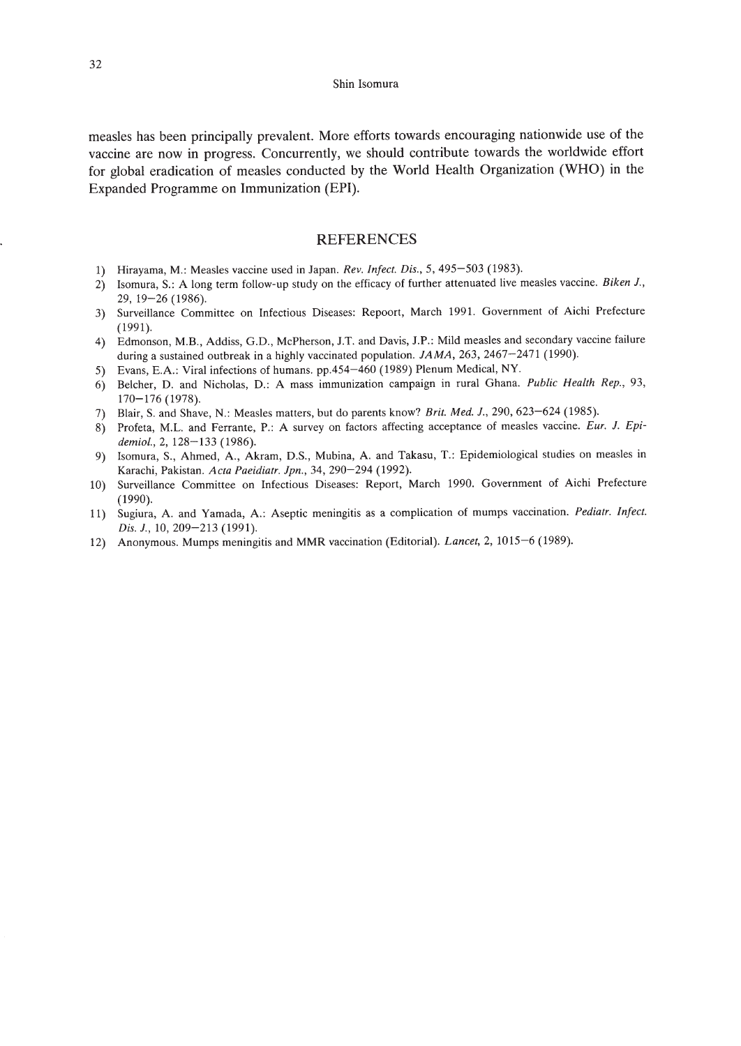measles has been principally prevalent. More efforts towards encouraging nationwide use of the vaccine are now in progress. Concurrently, we should contribute towards the worldwide effort for global eradication of measles conducted by the World Health Organization (WHO) in the Expanded Programme on Immunization (EPI).

## REFERENCES

1) Hirayama, M.: Measles vaccine used in Japan. *Rev. Infect. Dis.*, 5, 495–503 (1983).
2) Isomura, S.: A long term follow-up study on the efficacy of further attenuated live measles vaccine. *Biken J.*, 29, 19–26 (1986).
3) Surveillance Committee on Infectious Diseases: Repoort, March 1991. Government of Aichi Prefecture (1991).
4) Edmonson, M.B., Addiss, G.D., McPherson, J.T. and Davis, J.P.: Mild measles and secondary vaccine failure during a sustained outbreak in a highly vaccinated population. *JAMA*, 263, 2467–2471 (1990).
5) Evans, E.A.: Viral infections of humans. pp.454–460 (1989) Plenum Medical, NY.
6) Belcher, D. and Nicholas, D.: A mass immunization campaign in rural Ghana. *Public Health Rep.*, 93, 170–176 (1978).
7) Blair, S. and Shave, N.: Measles matters, but do parents know? *Brit. Med. J.*, 290, 623–624 (1985).
8) Profeta, M.L. and Ferrante, P.: A survey on factors affecting acceptance of measles vaccine. *Eur. J. Epidemiol.*, 2, 128–133 (1986).
9) Isomura, S., Ahmed, A., Akram, D.S., Mubina, A. and Takasu, T.: Epidemiological studies on measles in Karachi, Pakistan. *Acta Paeidiatr. Jpn.*, 34, 290–294 (1992).
10) Surveillance Committee on Infectious Diseases: Report, March 1990. Government of Aichi Prefecture (1990).
11) Sugiura, A. and Yamada, A.: Aseptic meningitis as a complication of mumps vaccination. *Pediatr. Infect. Dis. J.*, 10, 209–213 (1991).
12) Anonymous. Mumps meningitis and MMR vaccination (Editorial). *Lancet*, 2, 1015–6 (1989).